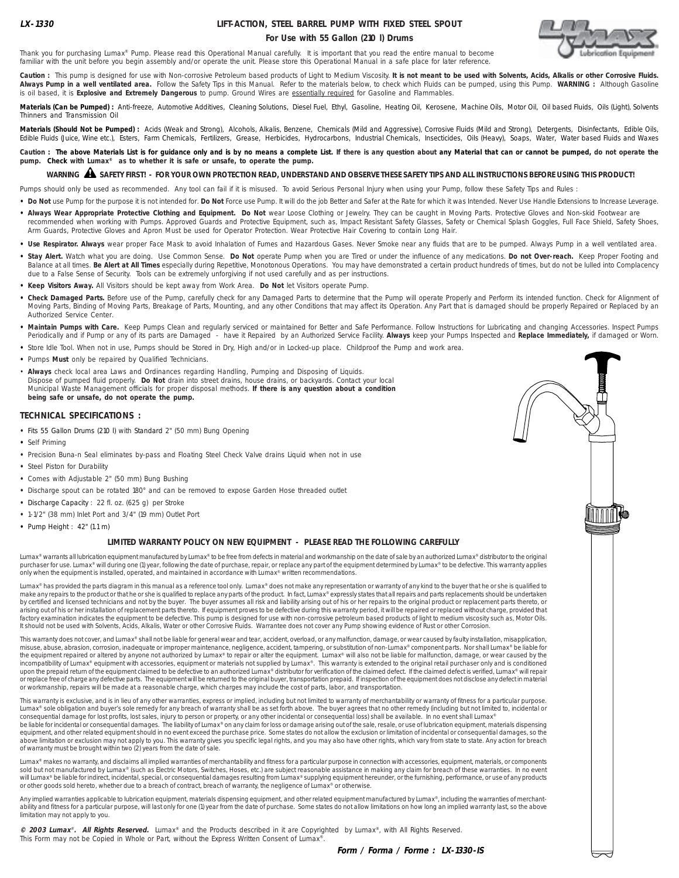**LX-1330**

# LIFT-ACTION, STEEL BARREL PUMP WITH FIXED STEEL SPOUT

## For Use with 55 Gallon (210 l) Drums

Thank you for purchasing Lumax® Pump. Please read this Operational Manual carefully. It is important that you read the entire manual to become familiar with the unit before you begin assembly and/or operate the unit. Please store this Operational Manual in a safe place for later reference.

**Caution :** This pump is designed for use with Non-corrosive Petroleum based products of Light to Medium Viscosity. **It is not meant to be used with Solvents, Acids, Alkalis or other Corrosive Fluids. Always Pump in a well ventilated area.** Follow the Safety Tips in this Manual. Refer to the materials below, to check which Fluids can be pumped, using this Pump. **WARNING :** Although Gasoline is oil based, it is **Explosive and Extremely Dangerous** to pump. Ground Wires are essentially required for Gasoline and Flammables.

**Materials (Can be Pumped) :** Anti-freeze, Automotive Additives, Cleaning Solutions, Diesel Fuel, Ethyl, Gasoline, Heating Oil, Kerosene, Machine Oils, Motor Oil, Oil based Fluids, Oils (Light), Solvents Thinners and Transmission Oil

**Materials (Should Not be Pumped) :** Acids (Weak and Strong), Alcohols, Alkalis, Benzene, Chemicals (Mild and Aggressive), Corrosive Fluids (Mild and Strong), Detergents, Disinfectants, Edible Oils, Edible Fluids (Juice, Wine etc.), Esters, Farm Chemicals, Fertilizers, Grease, Herbicides, Hydrocarbons, Industrial Chemicals, Insecticides, Oils (Heavy), Soaps, Water, Water based Fluids and Waxes

**Caution : The above Materials List is for guidance only and is by no means a complete List. If there is any question about any Material that can or cannot be pumped, do not operate the pump. Check with Lumax® as to whether it is safe or unsafe, to operate the pump.**

**WARNING ⚠ SAFETY FIRST! - FOR YOUR OWN PROTECTION READ, UNDERSTAND AND OBSERVE THESE SAFETY TIPS AND ALL INSTRUCTIONS BEFORE USING THIS PRODUCT!**

Pumps should only be used as recommended. Any tool can fail if it is misused. To avoid Serious Personal Injury when using your Pump, follow these Safety Tips and Rules :

- **Do Not** use Pump for the purpose it is not intended for. **Do Not** Force use Pump. It will do the job Better and Safer at the Rate for which it was Intended. Never Use Handle Extensions to Increase Leverage.
- **Always Wear Appropriate Protective Clothing and Equipment. Do Not** wear Loose Clothing or Jewelry. They can be caught in Moving Parts. Protective Gloves and Non-skid Footwear are recommended when working with Pumps. Approved Guards and Protective Equipment, such as, Impact Resistant Safety Glasses, Safety or Chemical Splash Goggles, Full Face Shield, Safety Shoes, Arm Guards, Protective Gloves and Apron Must be used for Operator Protection. Wear Protective Hair Covering to contain Long Hair.
- **Use Respirator. Always** wear proper Face Mask to avoid Inhalation of Fumes and Hazardous Gases. Never Smoke near any fluids that are to be pumped. Always Pump in a well ventilated area.
- **Stay Alert.** Watch what you are doing. Use Common Sense. **Do Not** operate Pump when you are Tired or under the influence of any medications. **Do not Over-reach.** Keep Proper Footing and Balance at all times. **Be Alert at All Times** especially during Repetitive, Monotonous Operations. You may have demonstrated a certain product hundreds of times, but do not be lulled into Complacency due to a False Sense of Security. Tools can be extremely unforgiving if not used carefully and as per instructions.
- **Keep Visitors Away.** All Visitors should be kept away from Work Area. **Do Not** let Visitors operate Pump.
- **Check Damaged Parts.** Before use of the Pump, carefully check for any Damaged Parts to determine that the Pump will operate Properly and Perform its intended function. Check for Alignment of Moving Parts, Binding of Moving Parts, Breakage of Parts, Mounting, and any other Conditions that may affect its Operation. Any Part that is damaged should be properly Repaired or Replaced by an Authorized Service Center.
- **Maintain Pumps with Care.** Keep Pumps Clean and regularly serviced or maintained for Better and Safe Performance. Follow Instructions for Lubricating and changing Accessories. Inspect Pumps Periodically and if Pump or any of its parts are Damaged - have it Repaired by an Authorized Service Facility. **Always** keep your Pumps Inspected and **Replace Immediately,** if damaged or Worn.
- Store Idle Tool. When not in use, Pumps should be Stored in Dry, High and/or in Locked-up place. Childproof the Pump and work area.
- Pumps **Must** only be repaired by Qualified Technicians.
- **Always** check local area Laws and Ordinances regarding Handling, Pumping and Disposing of Liquids. Dispose of pumped fluid properly. **Do Not** drain into street drains, house drains, or backyards. Contact your local Municipal Waste Management officials for proper disposal methods. **If there is any question about a condition being safe or unsafe, do not operate the pump.**

## TECHNICAL SPECIFICATIONS :

- Fits 55 Gallon Drums (210 l) with Standard 2" (50 mm) Bung Opening
- Self Priming
- Precision Buna-n Seal eliminates by-pass and Floating Steel Check Valve drains Liquid when not in use
- Steel Piston for Durability
- Comes with Adjustable 2" (50 mm) Bung Bushing
- Discharge spout can be rotated 180° and can be removed to expose Garden Hose threaded outlet
- Discharge Capacity : 22 fl. oz. (625 g) per Stroke
- 1-1/2" (38 mm) Inlet Port and 3/4" (19 mm) Outlet Port
- Pump Height : 42" (1.1 m)

## LIMITED WARRANTY POLICY ON NEW EQUIPMENT - PLEASE READ THE FOLLOWING CAREFULLY

Lumax® warrants all lubrication equipment manufactured by Lumax® to be free from defects in material and workmanship on the date of sale by an authorized Lumax® distributor to the original purchaser for use. Lumax® will during one (1) year, following the date of purchase, repair, or replace any part of the equipment determined by Lumax® to be defective. This warranty applies only when the equipment is installed, operated, and maintained in accordance with Lumax® written recommendations.

Lumax® has provided the parts diagram in this manual as a reference tool only. Lumax® does not make any representation or warranty of any kind to the buyer that he or she is qualified to make any repairs to the product or that he or she is qualified to replace any parts of the product. In fact, Lumax® expressly states that all repairs and parts replacements should be undertaken by certified and licensed technicians and not by the buyer. The buyer assumes all risk and liability arising out of his or her repairs to the original product or replacement parts thereto, or arising out of his or her installation of replacement parts thereto. If equipment proves to be defective during this warranty period, it will be repaired or replaced without charge, provided that factory examination indicates the equipment to be defective. This pump is designed for use with non-corrosive petroleum based products of light to medium viscosity such as, Motor Oils. It should not be used with Solvents, Acids, Alkalis, Water or other Corrosive Fluids. Warrantee does not cover any Pump showing evidence of Rust or other Corrosion.

This warranty does not cover, and Lumax® shall not be liable for general wear and tear, accident, overload, or any malfunction, damage, or wear caused by faulty installation, misapplication, misuse, abuse, abrasion, corrosion, inadequate or improper maintenance, negligence, accident, tampering, or substitution of non-Lumax® component parts. Nor shall Lumax® be liable for the equipment repaired or altered by anyone not authorized by Lumax® to repair or alter the equipment. Lumax® will also not be liable for malfunction, damage, or wear caused by the incompatibility of Lumax® equipment with accessories, equipment or materials not supplied by Lumax®. This warranty is extended to the original retail purchaser only and is conditioned upon the prepaid return of the equipment claimed to be defective to an authorized Lumax® distributor for verification of the claimed defect. If the claimed defect is verified, Lumax® will repair or replace free of charge any defective parts. The equipment will be returned to the original buyer, transportation prepaid. If inspection of the equipment does not disclose any defect in material or workmanship, repairs will be made at a reasonable charge, which charges may include the cost of parts, labor, and transportation.

This warranty is exclusive, and is in lieu of any other warranties, express or implied, including but not limited to warranty of merchantability or warranty of fitness for a particular purpose. Lumax® sole obligation and buyer's sole remedy for any breach of warranty shall be as set forth above. The buyer agrees that no other remedy (including but not limited to, incidental or consequential damage for lost profits, lost sales, injury to person or property, or any other incidental or consequential loss) shall be available. In no event shall Lumax® be liable for incidental or consequential damages. The liability of Lumax® on any claim for loss or damage arising out of the sale, resale, or use of lubrication equipment, materials dispensing equipment, and other related equipment should in no event exceed the purchase price. Some states do not allow the exclusion or limitation of incidental or consequential damages, so the above limitation or exclusion may not apply to you. This warranty gives you specific legal rights, and you may also have other rights, which vary from state to state. Any action for breach of warranty must be brought within two (2) years from the date of sale.

Lumax® makes no warranty, and disclaims all implied warranties of merchantability and fitness for a particular purpose in connection with accessories, equipment, materials, or components sold but not manufactured by Lumax® (such as Electric Motors, Switches, Hoses, etc.) are subject reasonable assistance in making any claim for breach of these warranties. In no event will Lumax® be liable for indirect, incidental, special, or consequential damages resulting from Lumax® supplying equipment hereunder, or the furnishing, performance, or use of any products or other goods sold hereto, whether due to a breach of contract, breach of warranty, the negligence of Lumax® or otherwise.

Any implied warranties applicable to lubrication equipment, materials dispensing equipment, and other related equipment manufactured by Lumax®, including the warranties of merchantability and fitness for a particular purpose, will last only for one (1) year from the date of purchase. Some states do not allow limitations on how long an implied warranty last, so the above limitation may not apply to you.

***© 2003 Lumax®. All Rights Reserved.*** Lumax® and the Products described in it are Copyrighted by Lumax®, with All Rights Reserved. This Form may not be Copied in Whole or Part, without the Express Written Consent of Lumax®.

***Form / Forma / Forme : LX-1330-IS***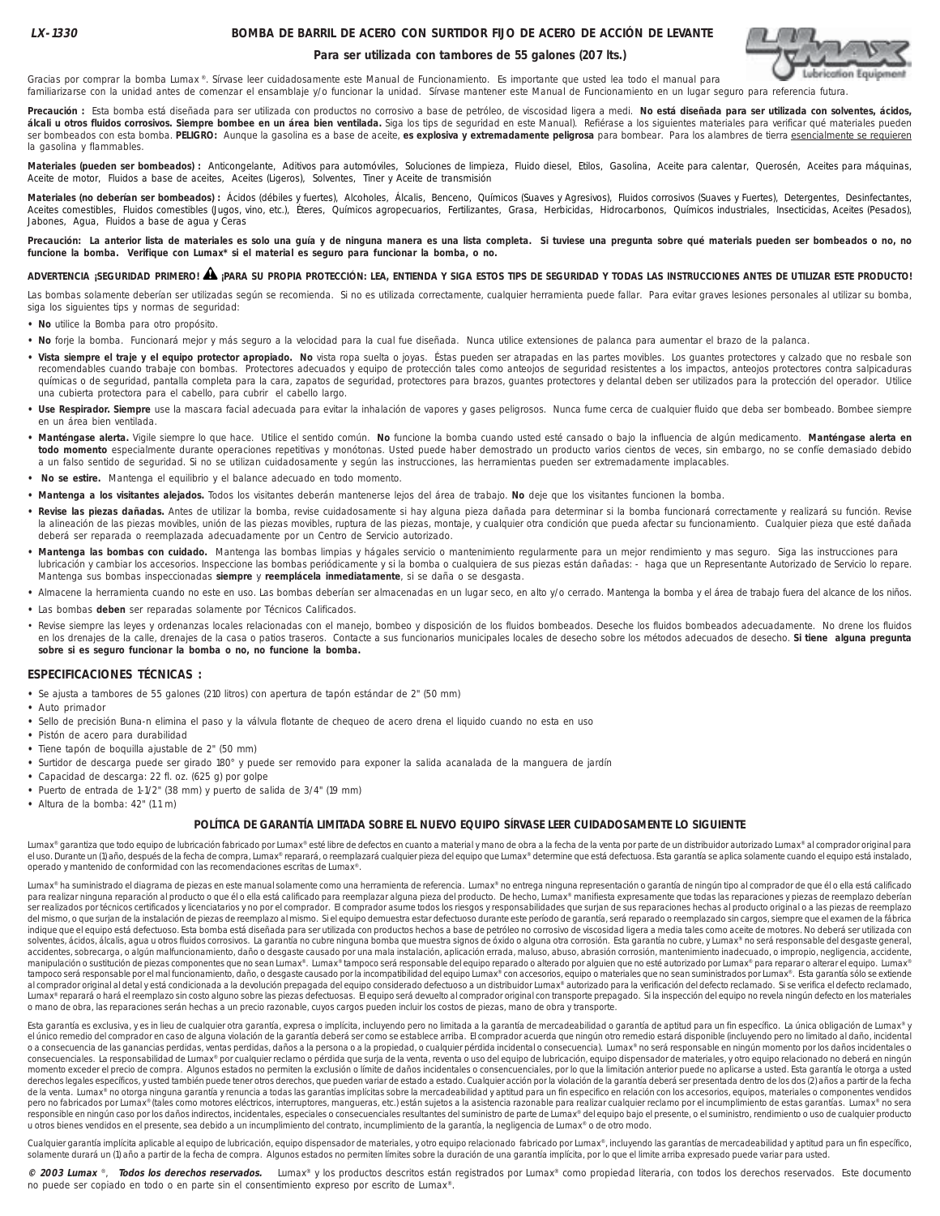**LX-1330**

# BOMBA DE BARRIL DE ACERO CON SURTIDOR FIJO DE ACERO DE ACCIÓN DE LEVANTE

**Para ser utilizada con tambores de 55 galones (207 lts.)**

Gracias por comprar la bomba Lumax®. Sírvase leer cuidadosamente este Manual de Funcionamiento. Es importante que usted lea todo el manual para familiarizarse con la unidad antes de comenzar el ensamblaje y/o funcionar la unidad. Sírvase mantener este Manual de Funcionamiento en un lugar seguro para referencia futura.

**Precaución :** Esta bomba está diseñada para ser utilizada con productos no corrosivo a base de petróleo, de viscosidad ligera a medi. **No está diseñada para ser utilizada con solventes, ácidos, álcali u otros fluidos corrosivos. Siempre bombee en un área bien ventilada.** Siga los tips de seguridad en este Manual). Refiérase a los siguientes materiales para verificar qué materiales pueden ser bombeados con esta bomba. **PELIGRO:** Aunque la gasolina es a base de aceite, **es explosiva y extremadamente peligrosa** para bombear. Para los alambres de tierra esencialmente se requieren la gasolina y flammables.

**Materiales (pueden ser bombeados) :** Anticongelante, Aditivos para automóviles, Soluciones de limpieza, Fluido diesel, Etilos, Gasolina, Aceite para calentar, Querosén, Aceites para máquinas, Aceite de motor, Fluidos a base de aceites, Aceites (Ligeros), Solventes, Tiner y Aceite de transmisión

**Materiales (no deberían ser bombeados) :** Ácidos (débiles y fuertes), Alcoholes, Álcalis, Benceno, Químicos (Suaves y Agresivos), Fluidos corrosivos (Suaves y Fuertes), Detergentes, Desinfectantes, Aceites comestibles, Fluidos comestibles (Jugos, vino, etc.), Éteres, Químicos agropecuarios, Fertilizantes, Grasa, Herbicidas, Hidrocarbonos, Químicos industriales, Insecticidas, Aceites (Pesados), Jabones, Agua, Fluidos a base de agua y Ceras

**Precaución: La anterior lista de materiales es solo una guía y de ninguna manera es una lista completa. Si tuviese una pregunta sobre qué materials pueden ser bombeados o no, no funcione la bomba. Verifique con Lumax® si el material es seguro para funcionar la bomba, o no.**

**ADVERTENCIA ¡SEGURIDAD PRIMERO! ⚠ ¡PARA SU PROPIA PROTECCIÓN: LEA, ENTIENDA Y SIGA ESTOS TIPS DE SEGURIDAD Y TODAS LAS INSTRUCCIONES ANTES DE UTILIZAR ESTE PRODUCTO!**

Las bombas solamente deberían ser utilizadas según se recomienda. Si no es utilizada correctamente, cualquier herramienta puede fallar. Para evitar graves lesiones personales al utilizar su bomba, siga los siguientes tips y normas de seguridad:

- **No** utilice la Bomba para otro propósito.
- **No** forje la bomba. Funcionará mejor y más seguro a la velocidad para la cual fue diseñada. Nunca utilice extensiones de palanca para aumentar el brazo de la palanca.
- **Vista siempre el traje y el equipo protector apropiado. No** vista ropa suelta o joyas. Éstas pueden ser atrapadas en las partes movibles. Los guantes protectores y calzado que no resbale son recomendables cuando trabaje con bombas. Protectores adecuados y equipo de protección tales como anteojos de seguridad resistentes a los impactos, anteojos protectores contra salpicaduras químicas o de seguridad, pantalla completa para la cara, zapatos de seguridad, protectores para brazos, guantes protectores y delantal deben ser utilizados para la protección del operador. Utilice una cubierta protectora para el cabello, para cubrir el cabello largo.
- **Use Respirador. Siempre** use la mascara facial adecuada para evitar la inhalación de vapores y gases peligrosos. Nunca fume cerca de cualquier fluido que deba ser bombeado. Bombee siempre en un área bien ventilada.
- **Manténgase alerta.** Vigile siempre lo que hace. Utilice el sentido común. **No** funcione la bomba cuando usted esté cansado o bajo la influencia de algún medicamento. **Manténgase alerta en todo momento** especialmente durante operaciones repetitivas y monótonas. Usted puede haber demostrado un producto varios cientos de veces, sin embargo, no se confíe demasiado debido a un falso sentido de seguridad. Si no se utilizan cuidadosamente y según las instrucciones, las herramientas pueden ser extremadamente implacables.
- **No se estire.** Mantenga el equilibrio y el balance adecuado en todo momento.
- **Mantenga a los visitantes alejados.** Todos los visitantes deberán mantenerse lejos del área de trabajo. **No** deje que los visitantes funcionen la bomba.
- **Revise las piezas dañadas.** Antes de utilizar la bomba, revise cuidadosamente si hay alguna pieza dañada para determinar si la bomba funcionará correctamente y realizará su función. Revise la alineación de las piezas movibles, unión de las piezas movibles, ruptura de las piezas, montaje, y cualquier otra condición que pueda afectar su funcionamiento. Cualquier pieza que esté dañada deberá ser reparada o reemplazada adecuadamente por un Centro de Servicio autorizado.
- **Mantenga las bombas con cuidado.** Mantenga las bombas limpias y hágales servicio o mantenimiento regularmente para un mejor rendimiento y mas seguro. Siga las instrucciones para lubricación y cambiar los accesorios. Inspeccione las bombas periódicamente y si la bomba o cualquiera de sus piezas están dañadas: - haga que un Representante Autorizado de Servicio lo repare. Mantenga sus bombas inspeccionadas **siempre** y **reemplácela inmediatamente**, si se daña o se desgasta.
- Almacene la herramienta cuando no este en uso. Las bombas deberían ser almacenadas en un lugar seco, en alto y/o cerrado. Mantenga la bomba y el área de trabajo fuera del alcance de los niños.
- Las bombas **deben** ser reparadas solamente por Técnicos Calificados.
- Revise siempre las leyes y ordenanzas locales relacionadas con el manejo, bombeo y disposición de los fluidos bombeados. Deseche los fluidos bombeados adecuadamente. No drene los fluidos en los drenajes de la calle, drenajes de la casa o patios traseros. Contacte a sus funcionarios municipales locales de desecho sobre los métodos adecuados de desecho. **Si tiene alguna pregunta sobre si es seguro funcionar la bomba o no, no funcione la bomba.**

## ESPECIFICACIONES TÉCNICAS :

- Se ajusta a tambores de 55 galones (210 litros) con apertura de tapón estándar de 2" (50 mm)
- Auto primador
- Sello de precisión Buna-n elimina el paso y la válvula flotante de chequeo de acero drena el liquido cuando no esta en uso
- Pistón de acero para durabilidad
- Tiene tapón de boquilla ajustable de 2" (50 mm)
- Surtidor de descarga puede ser girado 180° y puede ser removido para exponer la salida acanalada de la manguera de jardín
- Capacidad de descarga: 22 fl. oz. (625 g) por golpe
- Puerto de entrada de 1-1/2" (38 mm) y puerto de salida de 3/4" (19 mm)
- Altura de la bomba: 42" (1.1 m)

## POLÍTICA DE GARANTÍA LIMITADA SOBRE EL NUEVO EQUIPO SÍRVASE LEER CUIDADOSAMENTE LO SIGUIENTE

Lumax® garantiza que todo equipo de lubricación fabricado por Lumax® esté libre de defectos en cuanto a material y mano de obra a la fecha de la venta por parte de un distribuidor autorizado Lumax® al comprador original para el uso. Durante un (1) año, después de la fecha de compra, Lumax® reparará, o reemplazará cualquier pieza del equipo que Lumax® determine que está defectuosa. Esta garantía se aplica solamente cuando el equipo está instalado, operado y mantenido de conformidad con las recomendaciones escritas de Lumax®.

Lumax® ha suministrado el diagrama de piezas en este manual solamente como una herramienta de referencia. Lumax® no entrega ninguna representación o garantía de ningún tipo al comprador de que él o ella está calificado para realizar ninguna reparación al producto o que él o ella está calificado para reemplazar alguna pieza del producto. De hecho, Lumax® manifiesta expresamente que todas las reparaciones y piezas de reemplazo deberían ser realizados por técnicos certificados y licenciatarios y no por el comprador. El comprador asume todos los riesgos y responsabilidades que surjan de sus reparaciones hechas al producto original o a las piezas de reemplazo del mismo, o que surjan de la instalación de piezas de reemplazo al mismo. Si el equipo demuestra estar defectuoso durante este período de garantía, será reparado o reemplazado sin cargos, siempre que el examen de la fábrica indique que el equipo está defectuoso. Esta bomba está diseñada para ser utilizada con productos hechos a base de petróleo no corrosivo de viscosidad ligera a media tales como aceite de motores. No deberá ser utilizada con solventes, ácidos, álcalis, agua u otros fluidos corrosivos. La garantía no cubre ninguna bomba que muestra signos de óxido o alguna otra corrosión. Esta garantía no cubre, y Lumax® no será responsable del desgaste general, accidentes, sobrecarga, o algún malfuncionamiento, daño o desgaste causado por una mala instalación, aplicación errada, maluso, abuso, abrasión corrosión, mantenimiento inadecuado, o impropio, negligencia, accidente, manipulación o sustitución de piezas componentes que no sean Lumax®. Lumax® tampoco será responsable por el equipo reparado o alterado por alguien que no esté autorizado por Lumax® para reparar o alterar el equipo. Lumax® tampoco será responsable por el mal funcionamiento, daño, o desgaste causado por la incompatibilidad del equipo Lumax® con accesorios, equipo o materiales que no sean suministrados por Lumax®. Esta garantía sólo se extiende al comprador original al detal y está condicionada a la devolución prepagada del equipo considerado defectuoso a un distribuidor Lumax® autorizado para la verificación del defecto reclamado. Si se verifica el defecto reclamado, Lumax® reparará o hará el reemplazo sin costo alguno sobre las piezas defectuosas. El equipo será devuelto al comprador original con transporte prepagado. Si la inspección del equipo no revela ningún defecto en los materiales o mano de obra, las reparaciones serán hechas a un precio razonable, cuyos cargos pueden incluir los costos de piezas, mano de obra y transporte.

Esta garantía es exclusiva, y es in lieu de cualquier otra garantía, expresa o implícita, incluyendo pero no limitada a la garantía de mercadeabilidad o garantía de aptitud para un fin específico. La única obligación de Lumax® y el único remedio del comprador en caso de alguna violación de la garantía deberá ser como se establece arriba. El comprador acuerda que ningún otro remedio estará disponible (incluyendo pero no limitado al daño, incidental o a consecuencia de las ganancias perdidas, ventas perdidas, daños a la persona o a la propiedad, o cualquier pérdida incidental o consecuencia). Lumax® no será responsable en ningún momento por los daños incidentales o consecuenciales. La responsabilidad de Lumax® por cualquier reclamo o pérdida que surja de la venta, reventa o uso del equipo de lubricación, equipo dispensador de materiales, y otro equipo relacionado no deberá en ningún momento exceder el precio de compra. Algunos estados no permiten la exclusión o límite de daños incidentales o consecuenciales, por lo que la limitación anterior puede no aplicarse a usted. Esta garantía le otorga a usted derechos legales específicos, y usted también puede tener otros derechos, que pueden variar de estado a estado. Cualquier acción por la violación de la garantía deberá ser presentada dentro de los dos (2) años a partir de la fecha de la venta. Lumax® no otorga ninguna garantía y renuncia a todas las garantías implícitas sobre la mercadeabilidad y aptitud para un fin especifico en relación con los accesorios, equipos, materiales o componentes vendidos pero no fabricados por Lumax® (tales como motores eléctricos, interruptores, mangueras, etc.) están sujetos a la asistencia razonable para realizar cualquier reclamo por el incumplimiento de estas garantías. Lumax® no sera responsible en ningún caso por los daños indirectos, incidentales, especiales o consecuenciales resultantes del suministro de parte de Lumax® del equipo bajo el presente, o el suministro, rendimiento o uso de cualquier producto u otros bienes vendidos en el presente, sea debido a un incumplimiento del contrato, incumplimiento de la garantía, la negligencia de Lumax® o de otro modo.

Cualquier garantía implícita aplicable al equipo de lubricación, equipo dispensador de materiales, y otro equipo relacionado fabricado por Lumax®, incluyendo las garantías de mercadeabilidad y aptitud para un fin específico, solamente durará un (1) año a partir de la fecha de compra. Algunos estados no permiten límites sobre la duración de una garantía implícita, por lo que el limite arriba expresado puede variar para usted.

***© 2003 Lumax®, Todos los derechos reservados.*** Lumax® y los productos descritos están registrados por Lumax® como propiedad literaria, con todos los derechos reservados. Este documento no puede ser copiado en todo o en parte sin el consentimiento expreso por escrito de Lumax®.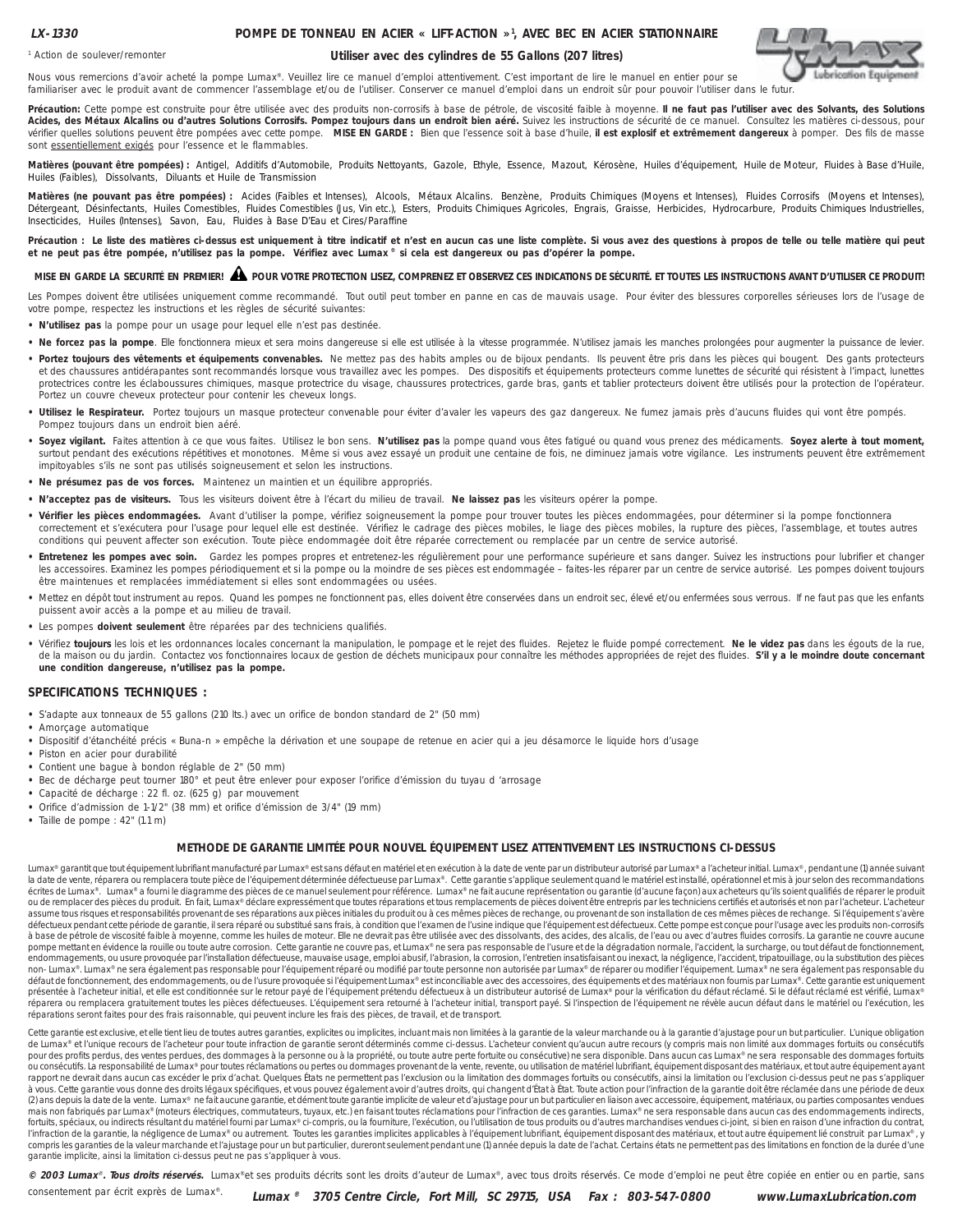**LX-1330**

# POMPE DE TONNEAU EN ACIER « LIFT-ACTION »[1], AVEC BEC EN ACIER STATIONNAIRE

**Utiliser avec des cylindres de 55 Gallons (207 litres)**

[1] Action de soulever/remonter

Nous vous remercions d'avoir acheté la pompe Lumax®. Veuillez lire ce manuel d'emploi attentivement. C'est important de lire le manuel en entier pour se familiariser avec le produit avant de commencer l'assemblage et/ou de l'utiliser. Conserver ce manuel d'emploi dans un endroit sûr pour pouvoir l'utiliser dans le futur.

**Précaution:** Cette pompe est construite pour être utilisée avec des produits non-corrosifs à base de pétrole, de viscosité faible à moyenne. **Il ne faut pas l'utiliser avec des Solvants, des Solutions Acides, des Métaux Alcalins ou d'autres Solutions Corrosifs. Pompez toujours dans un endroit bien aéré.** Suivez les instructions de sécurité de ce manuel. Consultez les matières ci-dessous, pour vérifier quelles solutions peuvent être pompées avec cette pompe. **MISE EN GARDE :** Bien que l'essence soit à base d'huile, **il est explosif et extrêmement dangereux** à pomper. Des fils de masse sont essentiellement exigés pour l'essence et le flammables.

**Matières (pouvant être pompées) :** Antigel, Additifs d'Automobile, Produits Nettoyants, Gazole, Ethyle, Essence, Mazout, Kérosène, Huiles d'équipement, Huile de Moteur, Fluides à Base d'Huile, Huiles (Faibles), Dissolvants, Diluants et Huile de Transmission

**Matières (ne pouvant pas être pompées) :** Acides (Faibles et Intenses), Alcools, Métaux Alcalins. Benzène, Produits Chimiques (Moyens et Intenses), Fluides Corrosifs (Moyens et Intenses), Détergeant, Désinfectants, Huiles Comestibles, Fluides Comestibles (Jus, Vin etc.), Esters, Produits Chimiques Agricoles, Engrais, Graisse, Herbicides, Hydrocarbure, Produits Chimiques Industrielles, Insecticides, Huiles (Intenses), Savon, Eau, Fluides à Base D'Eau et Cires/Paraffine

**Précaution : Le liste des matières ci-dessus est uniquement à titre indicatif et n'est en aucun cas une liste complète. Si vous avez des questions à propos de telle ou telle matière qui peut et ne peut pas être pompée, n'utilisez pas la pompe. Vérifiez avec Lumax ® si cela est dangereux ou pas d'opérer la pompe.**

**MISE EN GARDE LA SECURITÉ EN PREMIER! ⚠ POUR VOTRE PROTECTION LISEZ, COMPRENEZ ET OBSERVEZ CES INDICATIONS DE SÉCURITÉ. ET TOUTES LES INSTRUCTIONS AVANT D'UTILISER CE PRODUIT!**

Les Pompes doivent être utilisées uniquement comme recommandé. Tout outil peut tomber en panne en cas de mauvais usage. Pour éviter des blessures corporelles sérieuses lors de l'usage de votre pompe, respectez les instructions et les règles de sécurité suivantes:

- **N'utilisez pas** la pompe pour un usage pour lequel elle n'est pas destinée.
- **Ne forcez pas la pompe**. Elle fonctionnera mieux et sera moins dangereuse si elle est utilisée à la vitesse programmée. N'utilisez jamais les manches prolongées pour augmenter la puissance de levier.
- **Portez toujours des vêtements et équipements convenables.** Ne mettez pas des habits amples ou de bijoux pendants. Ils peuvent être pris dans les pièces qui bougent. Des gants protecteurs et des chaussures antidérapantes sont recommandés lorsque vous travaillez avec les pompes. Des dispositifs et équipements protecteurs comme lunettes de sécurité qui résistent à l'impact, lunettes protectrices contre les éclaboussures chimiques, masque protectrice du visage, chaussures protectrices, garde bras, gants et tablier protecteurs doivent être utilisés pour la protection de l'opérateur. Portez un couvre cheveux protecteur pour contenir les cheveux longs.
- **Utilisez le Respirateur.** Portez toujours un masque protecteur convenable pour éviter d'avaler les vapeurs des gaz dangereux. Ne fumez jamais près d'aucuns fluides qui vont être pompés. Pompez toujours dans un endroit bien aéré.
- **Soyez vigilant.** Faites attention à ce que vous faites. Utilisez le bon sens. **N'utilisez pas** la pompe quand vous êtes fatigué ou quand vous prenez des médicaments. **Soyez alerte à tout moment,** surtout pendant des exécutions répétitives et monotones. Même si vous avez essayé un produit une centaine de fois, ne diminuez jamais votre vigilance. Les instruments peuvent être extrêmement impitoyables s'ils ne sont pas utilisés soigneusement et selon les instructions.
- **Ne présumez pas de vos forces.** Maintenez un maintien et un équilibre appropriés.
- **N'acceptez pas de visiteurs.** Tous les visiteurs doivent être à l'écart du milieu de travail. **Ne laissez pas** les visiteurs opérer la pompe.
- **Vérifier les pièces endommagées.** Avant d'utiliser la pompe, vérifiez soigneusement la pompe pour trouver toutes les pièces endommagées, pour déterminer si la pompe fonctionnera correctement et s'exécutera pour l'usage pour lequel elle est destinée. Vérifiez le cadrage des pièces mobiles, le liage des pièces mobiles, la rupture des pièces, l'assemblage, et toutes autres conditions qui peuvent affecter son exécution. Toute pièce endommagée doit être réparée correctement ou remplacée par un centre de service autorisé.
- **Entretenez les pompes avec soin.** Gardez les pompes propres et entretenez-les régulièrement pour une performance supérieure et sans danger. Suivez les instructions pour lubrifier et changer les accessoires. Examinez les pompes périodiquement et si la pompe ou la moindre de ses pièces est endommagée – faites-les réparer par un centre de service autorisé. Les pompes doivent toujours être maintenues et remplacées immédiatement si elles sont endommagées ou usées.
- Mettez en dépôt tout instrument au repos. Quand les pompes ne fonctionnent pas, elles doivent être conservées dans un endroit sec, élevé et/ou enfermées sous verrous. Il ne faut pas que les enfants puissent avoir accès à la pompe et au milieu de travail.
- Les pompes **doivent seulement** être réparées par des techniciens qualifiés.
- Vérifiez **toujours** les lois et les ordonnances locales concernant la manipulation, le pompage et le rejet des fluides. Rejetez le fluide pompé correctement. **Ne le videz pas** dans les égouts de la rue, de la maison ou du jardin. Contactez vos fonctionnaires locaux de gestion de déchets municipaux pour connaître les méthodes appropriées de rejet des fluides. **S'il y a le moindre doute concernant une condition dangereuse, n'utilisez pas la pompe.**

## SPECIFICATIONS TECHNIQUES :

- S'adapte aux tonneaux de 55 gallons (210 lts.) avec un orifice de bondon standard de 2" (50 mm)
- Amorçage automatique
- Dispositif d'étanchéité précis « Buna-n » empêche la dérivation et une soupape de retenue en acier qui a jeu désamorce le liquide hors d'usage
- Piston en acier pour durabilité
- Contient une bague à bondon réglable de 2" (50 mm)
- Bec de décharge peut tourner 180° et peut être enlever pour exposer l'orifice d'émission du tuyau d 'arrosage
- Capacité de décharge : 22 fl. oz. (625 g) par mouvement
- Orifice d'admission de 1-1/2" (38 mm) et orifice d'émission de 3/4" (19 mm)
- Taille de pompe : 42" (1.1 m)

## METHODE DE GARANTIE LIMITÉE POUR NOUVEL ÉQUIPEMENT LISEZ ATTENTIVEMENT LES INSTRUCTIONS CI-DESSUS

Lumax® garantit que tout équipement lubrifiant manufacturé par Lumax® est sans défaut en matériel et en exécution à la date de vente par un distributeur autorisé par Lumax® à l'acheteur initial. Lumax®, pendant une (1) année suivant la date de vente, réparera ou remplacera toute pièce de l'équipement déterminée défectueuse par Lumax®. Cette garantie s'applique seulement quand le matériel est installé, opérationnel et mis à jour selon des recommandations écrites de Lumax®. Lumax® a fourni le diagramme des pièces de ce manuel seulement pour référence. Lumax® ne fait aucune représentation ou garantie (d'aucune façon) aux acheteurs qu'ils soient qualifiés de réparer le produit ou de remplacer des pièces du produit. En fait, Lumax® déclare expressément que toutes réparations et tous remplacements de pièces doivent être entrepris par les techniciens certifiés et autorisés et non par l'acheteur. L'acheteur assume tous risques et responsabilités provenant de ces réparations aux pièces initiales du produit ou à ces mêmes pièces de rechange, ou provenant de son installation de ces mêmes pièces de rechange. Si l'équipement s'avère défectueux pendant cette période de garantie, il sera réparé ou substitué sans frais, à condition que l'examen de l'usine indique que l'équipement est défectueux. Cette pompe est conçue pour l'usage avec les produits non-corrosifs à base de pétrole de viscosité faible à moyenne, comme les huiles de moteur. Elle ne devrait pas être utilisée avec des dissolvants, des acides, des alcalis, de l'eau ou avec d'autres fluides corrosifs. La garantie ne couvre aucune pompe mettant en évidence la rouille ou toute autre corrosion. Cette garantie ne couvre pas, et Lumax® ne sera pas responsable de l'usure et de la dégradation normale, l'accident, la surcharge, ou tout défaut de fonctionnement, endommagements, ou usure provoquée par l'installation défectueuse, mauvaise usage, emploi abusif, l'abrasion, la corrosion, l'entretien insatisfaisant ou inexact, la négligence, l'accident, tripatouillage, ou la substitution des pièces non- Lumax®. Lumax® ne sera également pas responsable pour l'équipement réparé ou modifié par toute personne non autorisée par Lumax® de réparer ou modifier l'équipement. Lumax® ne sera également pas responsable du défaut de fonctionnement, des endommagements, ou de l'usure provoquée si l'équipement Lumax® est inconciliable avec des accessoires, des équipements et des matériaux non fournis par Lumax®. Cette garantie est uniquement présentée à l'acheteur initial, et elle est conditionnée sur le retour payé de l'équipement prétendu défectueux à un distributeur autorisé de Lumax® pour la vérification du défaut réclamé. Si le défaut réclamé est vérifié, Lumax® réparera ou remplacera gratuitement toutes les pièces défectueuses. L'équipement sera retourné à l'acheteur initial, transport payé. Si l'inspection de l'équipement ne révèle aucun défaut dans le matériel ou l'exécution, les réparations seront faites pour des frais raisonnable, qui peuvent inclure les frais des pièces, de travail, et de transport.

Cette garantie est exclusive, et elle tient lieu de toutes autres garanties, explicites ou implicites, incluant mais non limitées à la garantie de la valeur marchande ou à la garantie d'ajustage pour un but particulier. L'unique obligation de Lumax® et l'unique recours de l'acheteur pour toute infraction de garantie seront déterminés comme ci-dessus. L'acheteur convient qu'aucun autre recours (y compris mais non limité aux dommages fortuits ou consécutifs pour des profits perdus, des ventes perdues, des dommages à la personne ou à la propriété, ou toute autre perte fortuite ou consécutive) ne sera disponible. Dans aucun cas Lumax® ne sera responsable des dommages fortuits ou consécutifs. La responsabilité de Lumax® pour toutes réclamations ou pertes ou dommages provenant de la vente, revente, ou utilisation de matériel lubrifiant, équipement disposant des matériaux, et tout autre équipement ayant rapport ne devrait dans aucun cas excéder le prix d'achat. Quelques États ne permettent pas l'exclusion ou la limitation des dommages fortuits ou consécutifs, ainsi la limitation ou l'exclusion ci-dessus peut ne pas s'appliquer à vous. Cette garantie vous donne des droits légaux spécifiques, et vous pouvez également avoir d'autres droits, qui changent d'État à État. Toute action pour l'infraction de la garantie doit être réclamée dans une période de deux (2) ans depuis la date de la vente. Lumax® ne fait aucune garantie, et dément toute garantie implicite de valeur et d'ajustage pour un but particulier en liaison avec accessoire, équipement, matériaux, ou parties composantes vendues mais non fabriqués par Lumax® (moteurs électriques, commutateurs, tuyaux, etc.) en faisant toutes réclamations pour l'infraction de ces garanties. Lumax® ne sera responsable dans aucun cas des endommagements indirects, fortuits, spéciaux, ou indirects résultant du matériel fourni par Lumax® ci-compris, ou la fourniture, l'exécution, ou l'utilisation de tous produits ou d'autres marchandises vendues ci-joint, si bien en raison d'une infraction du contrat, l'infraction de la garantie, la négligence de Lumax® ou autrement. Toutes les garanties implicites applicables à l'équipement lubrifiant, équipement disposant des matériaux, et tout autre équipement lié construit par Lumax®, y compris les garanties de la valeur marchande et l'ajustage pour un but particulier, dureront seulement pendant une (1) année depuis la date de l'achat. Certains états ne permettent pas des limitations en fonction de la durée d'une garantie implicite, ainsi la limitation ci-dessus peut ne pas s'appliquer à vous.

***© 2003 Lumax®. Tous droits réservés.*** Lumax® et ses produits décrits sont les droits d'auteur de Lumax®, avec tous droits réservés. Ce mode d'emploi ne peut être copiée en entier ou en partie, sans consentement par écrit exprès de Lumax®.

***Lumax ® 3705 Centre Circle, Fort Mill, SC 29715, USA Fax : 803-547-0800 www.LumaxLubrication.com***